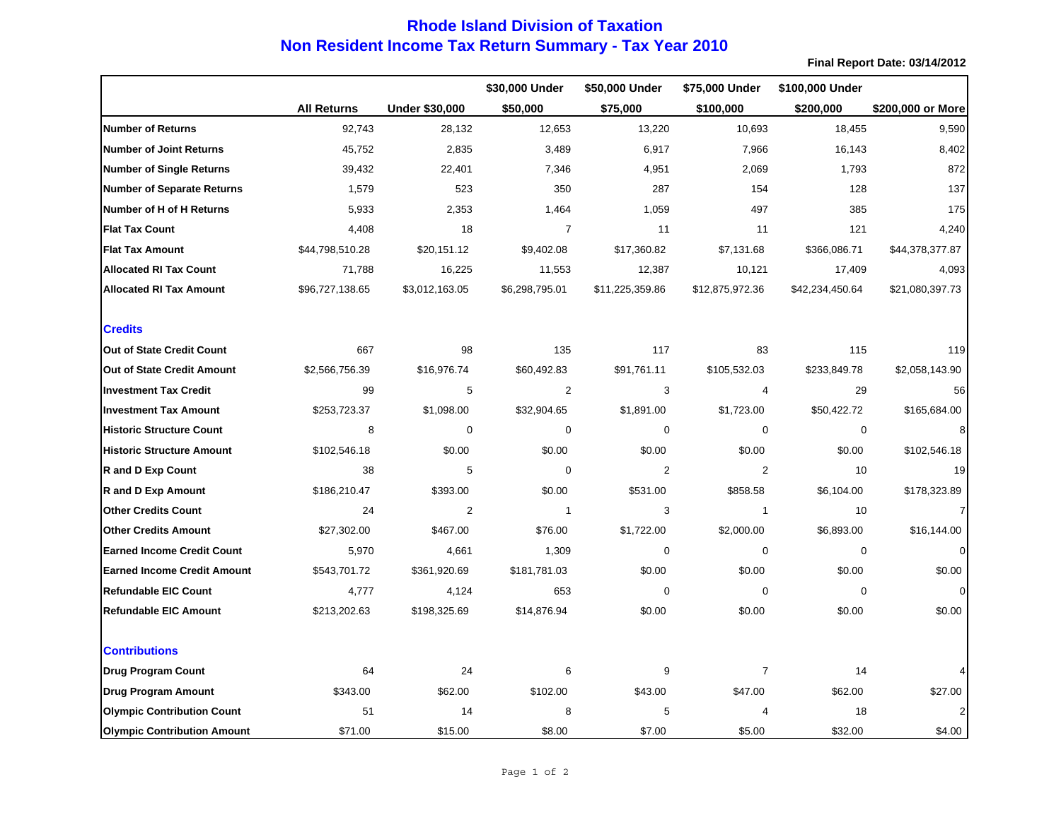# Rhode Island Division of Taxation

## Non Resident Income Tax Return Summary - Tax Year 2010

**Final Report Date: 03/14/2012**

| | All Returns | Under $30,000 | $30,000 Under $50,000 | $50,000 Under $75,000 | $75,000 Under $100,000 | $100,000 Under $200,000 | $200,000 or More |
|---|---|---|---|---|---|---|---|
| **Number of Returns** | 92,743 | 28,132 | 12,653 | 13,220 | 10,693 | 18,455 | 9,590 |
| **Number of Joint Returns** | 45,752 | 2,835 | 3,489 | 6,917 | 7,966 | 16,143 | 8,402 |
| **Number of Single Returns** | 39,432 | 22,401 | 7,346 | 4,951 | 2,069 | 1,793 | 872 |
| **Number of Separate Returns** | 1,579 | 523 | 350 | 287 | 154 | 128 | 137 |
| **Number of H of H Returns** | 5,933 | 2,353 | 1,464 | 1,059 | 497 | 385 | 175 |
| **Flat Tax Count** | 4,408 | 18 | 7 | 11 | 11 | 121 | 4,240 |
| **Flat Tax Amount** | $44,798,510.28 | $20,151.12 | $9,402.08 | $17,360.82 | $7,131.68 | $366,086.71 | $44,378,377.87 |
| **Allocated RI Tax Count** | 71,788 | 16,225 | 11,553 | 12,387 | 10,121 | 17,409 | 4,093 |
| **Allocated RI Tax Amount** | $96,727,138.65 | $3,012,163.05 | $6,298,795.01 | $11,225,359.86 | $12,875,972.36 | $42,234,450.64 | $21,080,397.73 |
| **Credits** | | | | | | | |
| **Out of State Credit Count** | 667 | 98 | 135 | 117 | 83 | 115 | 119 |
| **Out of State Credit Amount** | $2,566,756.39 | $16,976.74 | $60,492.83 | $91,761.11 | $105,532.03 | $233,849.78 | $2,058,143.90 |
| **Investment Tax Credit** | 99 | 5 | 2 | 3 | 4 | 29 | 56 |
| **Investment Tax Amount** | $253,723.37 | $1,098.00 | $32,904.65 | $1,891.00 | $1,723.00 | $50,422.72 | $165,684.00 |
| **Historic Structure Count** | 8 | 0 | 0 | 0 | 0 | 0 | 8 |
| **Historic Structure Amount** | $102,546.18 | $0.00 | $0.00 | $0.00 | $0.00 | $0.00 | $102,546.18 |
| **R and D Exp Count** | 38 | 5 | 0 | 2 | 2 | 10 | 19 |
| **R and D Exp Amount** | $186,210.47 | $393.00 | $0.00 | $531.00 | $858.58 | $6,104.00 | $178,323.89 |
| **Other Credits Count** | 24 | 2 | 1 | 3 | 1 | 10 | 7 |
| **Other Credits Amount** | $27,302.00 | $467.00 | $76.00 | $1,722.00 | $2,000.00 | $6,893.00 | $16,144.00 |
| **Earned Income Credit Count** | 5,970 | 4,661 | 1,309 | 0 | 0 | 0 | 0 |
| **Earned Income Credit Amount** | $543,701.72 | $361,920.69 | $181,781.03 | $0.00 | $0.00 | $0.00 | $0.00 |
| **Refundable EIC Count** | 4,777 | 4,124 | 653 | 0 | 0 | 0 | 0 |
| **Refundable EIC Amount** | $213,202.63 | $198,325.69 | $14,876.94 | $0.00 | $0.00 | $0.00 | $0.00 |
| **Contributions** | | | | | | | |
| **Drug Program Count** | 64 | 24 | 6 | 9 | 7 | 14 | 4 |
| **Drug Program Amount** | $343.00 | $62.00 | $102.00 | $43.00 | $47.00 | $62.00 | $27.00 |
| **Olympic Contribution Count** | 51 | 14 | 8 | 5 | 4 | 18 | 2 |
| **Olympic Contribution Amount** | $71.00 | $15.00 | $8.00 | $7.00 | $5.00 | $32.00 | $4.00 |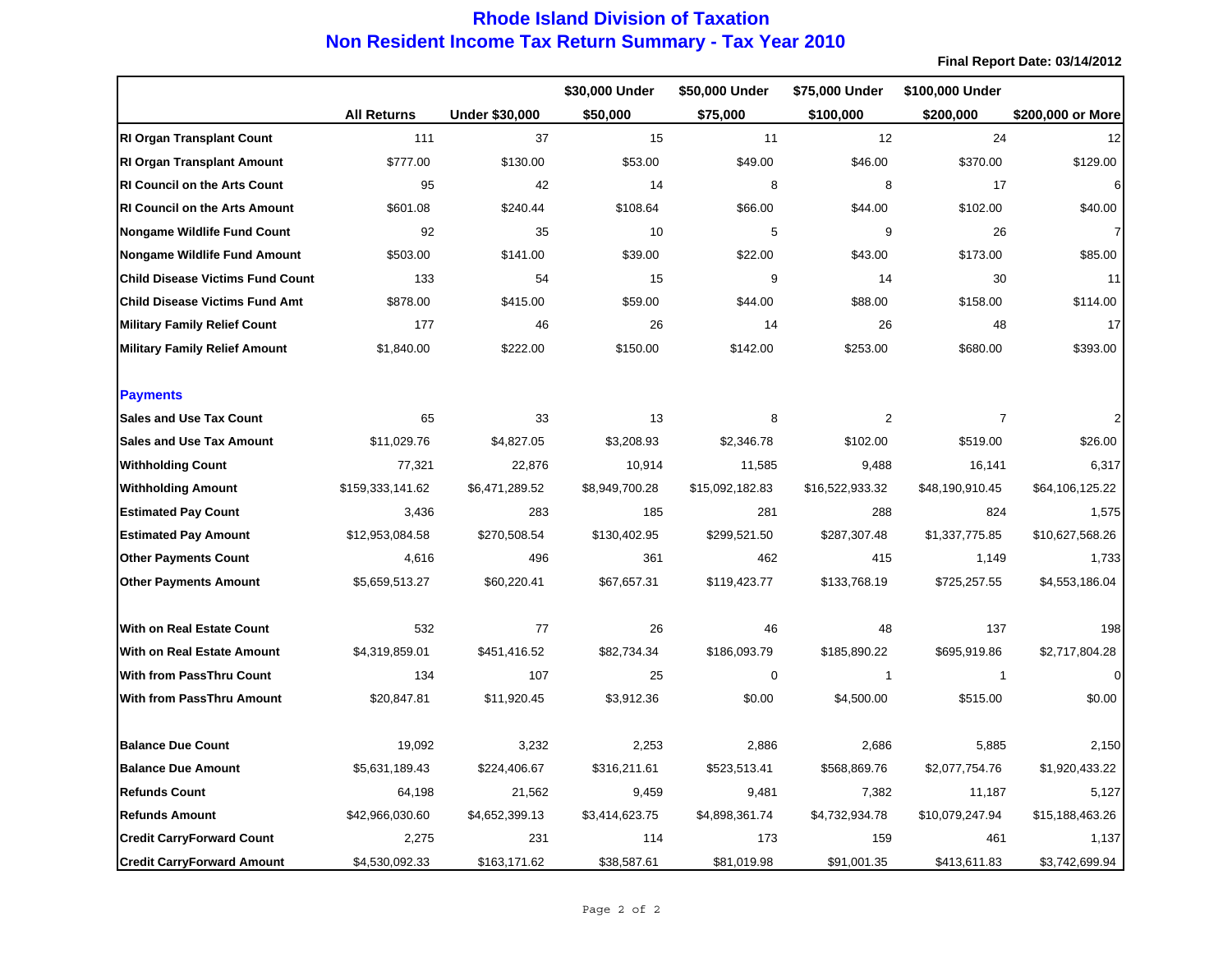# Rhode Island Division of Taxation
## Non Resident Income Tax Return Summary - Tax Year 2010

**Final Report Date: 03/14/2012**

| | All Returns | Under $30,000 | $30,000 Under $50,000 | $50,000 Under $75,000 | $75,000 Under $100,000 | $100,000 Under $200,000 | $200,000 or More |
|---|---|---|---|---|---|---|---|
| **RI Organ Transplant Count** | 111 | 37 | 15 | 11 | 12 | 24 | 12 |
| **RI Organ Transplant Amount** | $777.00 | $130.00 | $53.00 | $49.00 | $46.00 | $370.00 | $129.00 |
| **RI Council on the Arts Count** | 95 | 42 | 14 | 8 | 8 | 17 | 6 |
| **RI Council on the Arts Amount** | $601.08 | $240.44 | $108.64 | $66.00 | $44.00 | $102.00 | $40.00 |
| **Nongame Wildlife Fund Count** | 92 | 35 | 10 | 5 | 9 | 26 | 7 |
| **Nongame Wildlife Fund Amount** | $503.00 | $141.00 | $39.00 | $22.00 | $43.00 | $173.00 | $85.00 |
| **Child Disease Victims Fund Count** | 133 | 54 | 15 | 9 | 14 | 30 | 11 |
| **Child Disease Victims Fund Amt** | $878.00 | $415.00 | $59.00 | $44.00 | $88.00 | $158.00 | $114.00 |
| **Military Family Relief Count** | 177 | 46 | 26 | 14 | 26 | 48 | 17 |
| **Military Family Relief Amount** | $1,840.00 | $222.00 | $150.00 | $142.00 | $253.00 | $680.00 | $393.00 |
| | | | | | | | |
| **Payments** | | | | | | | |
| **Sales and Use Tax Count** | 65 | 33 | 13 | 8 | 2 | 7 | 2 |
| **Sales and Use Tax Amount** | $11,029.76 | $4,827.05 | $3,208.93 | $2,346.78 | $102.00 | $519.00 | $26.00 |
| **Withholding Count** | 77,321 | 22,876 | 10,914 | 11,585 | 9,488 | 16,141 | 6,317 |
| **Withholding Amount** | $159,333,141.62 | $6,471,289.52 | $8,949,700.28 | $15,092,182.83 | $16,522,933.32 | $48,190,910.45 | $64,106,125.22 |
| **Estimated Pay Count** | 3,436 | 283 | 185 | 281 | 288 | 824 | 1,575 |
| **Estimated Pay Amount** | $12,953,084.58 | $270,508.54 | $130,402.95 | $299,521.50 | $287,307.48 | $1,337,775.85 | $10,627,568.26 |
| **Other Payments Count** | 4,616 | 496 | 361 | 462 | 415 | 1,149 | 1,733 |
| **Other Payments Amount** | $5,659,513.27 | $60,220.41 | $67,657.31 | $119,423.77 | $133,768.19 | $725,257.55 | $4,553,186.04 |
| | | | | | | | |
| **With on Real Estate Count** | 532 | 77 | 26 | 46 | 48 | 137 | 198 |
| **With on Real Estate Amount** | $4,319,859.01 | $451,416.52 | $82,734.34 | $186,093.79 | $185,890.22 | $695,919.86 | $2,717,804.28 |
| **With from PassThru Count** | 134 | 107 | 25 | 0 | 1 | 1 | 0 |
| **With from PassThru Amount** | $20,847.81 | $11,920.45 | $3,912.36 | $0.00 | $4,500.00 | $515.00 | $0.00 |
| | | | | | | | |
| **Balance Due Count** | 19,092 | 3,232 | 2,253 | 2,886 | 2,686 | 5,885 | 2,150 |
| **Balance Due Amount** | $5,631,189.43 | $224,406.67 | $316,211.61 | $523,513.41 | $568,869.76 | $2,077,754.76 | $1,920,433.22 |
| **Refunds Count** | 64,198 | 21,562 | 9,459 | 9,481 | 7,382 | 11,187 | 5,127 |
| **Refunds Amount** | $42,966,030.60 | $4,652,399.13 | $3,414,623.75 | $4,898,361.74 | $4,732,934.78 | $10,079,247.94 | $15,188,463.26 |
| **Credit CarryForward Count** | 2,275 | 231 | 114 | 173 | 159 | 461 | 1,137 |
| **Credit CarryForward Amount** | $4,530,092.33 | $163,171.62 | $38,587.61 | $81,019.98 | $91,001.35 | $413,611.83 | $3,742,699.94 |